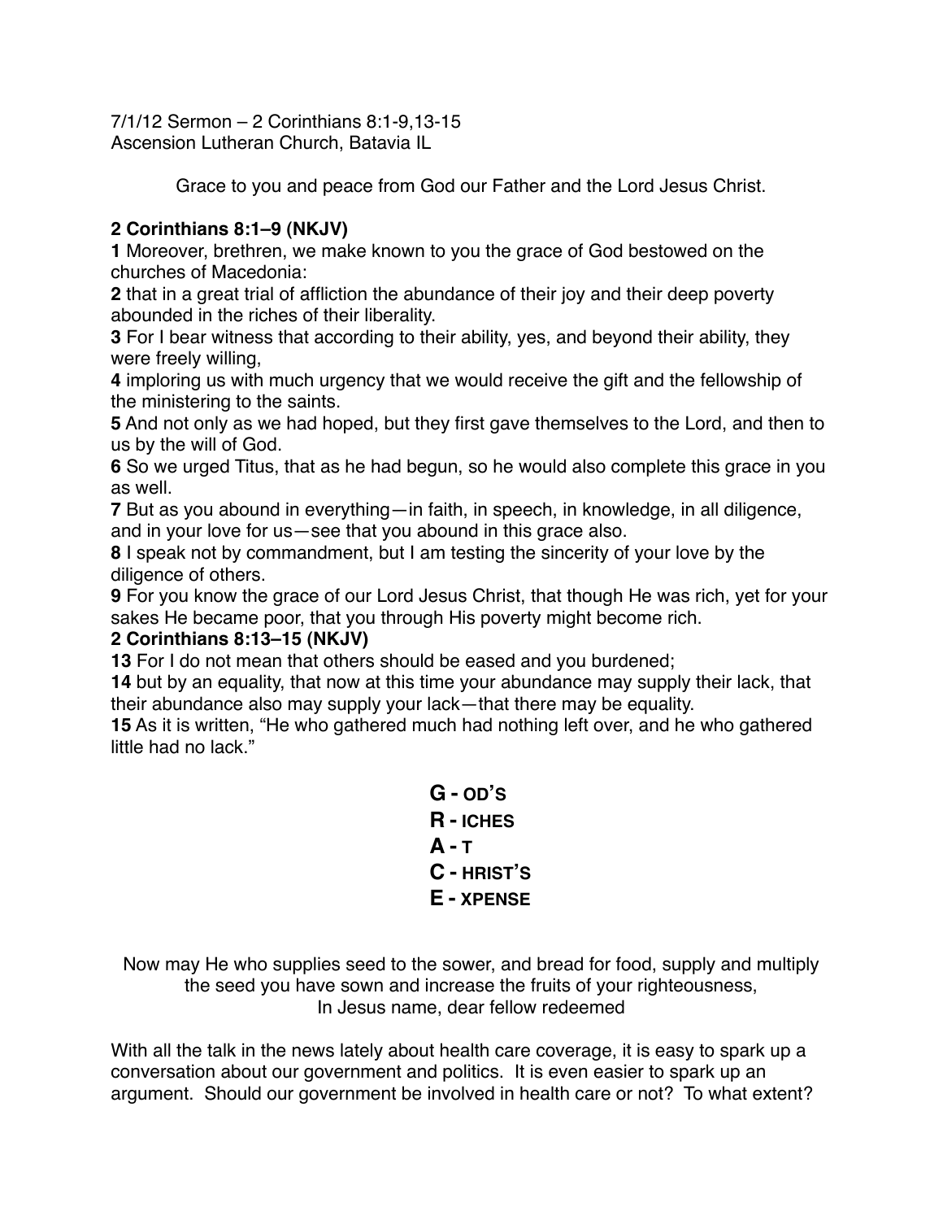7/1/12 Sermon – 2 Corinthians 8:1-9,13-15
Ascension Lutheran Church, Batavia IL

Grace to you and peace from God our Father and the Lord Jesus Christ.

**2 Corinthians 8:1–9 (NKJV)**

**1** Moreover, brethren, we make known to you the grace of God bestowed on the churches of Macedonia:
**2** that in a great trial of affliction the abundance of their joy and their deep poverty abounded in the riches of their liberality.
**3** For I bear witness that according to their ability, yes, and beyond their ability, they were freely willing,
**4** imploring us with much urgency that we would receive the gift and the fellowship of the ministering to the saints.
**5** And not only as we had hoped, but they first gave themselves to the Lord, and then to us by the will of God.
**6** So we urged Titus, that as he had begun, so he would also complete this grace in you as well.
**7** But as you abound in everything—in faith, in speech, in knowledge, in all diligence, and in your love for us—see that you abound in this grace also.
**8** I speak not by commandment, but I am testing the sincerity of your love by the diligence of others.
**9** For you know the grace of our Lord Jesus Christ, that though He was rich, yet for your sakes He became poor, that you through His poverty might become rich.

**2 Corinthians 8:13–15 (NKJV)**

**13** For I do not mean that others should be eased and you burdened;
**14** but by an equality, that now at this time your abundance may supply their lack, that their abundance also may supply your lack—that there may be equality.
**15** As it is written, "He who gathered much had nothing left over, and he who gathered little had no lack."

**G - OD'S**
**R - ICHES**
**A - T**
**C - HRIST'S**
**E - XPENSE**

Now may He who supplies seed to the sower, and bread for food, supply and multiply the seed you have sown and increase the fruits of your righteousness,
In Jesus name, dear fellow redeemed

With all the talk in the news lately about health care coverage, it is easy to spark up a conversation about our government and politics. It is even easier to spark up an argument. Should our government be involved in health care or not? To what extent?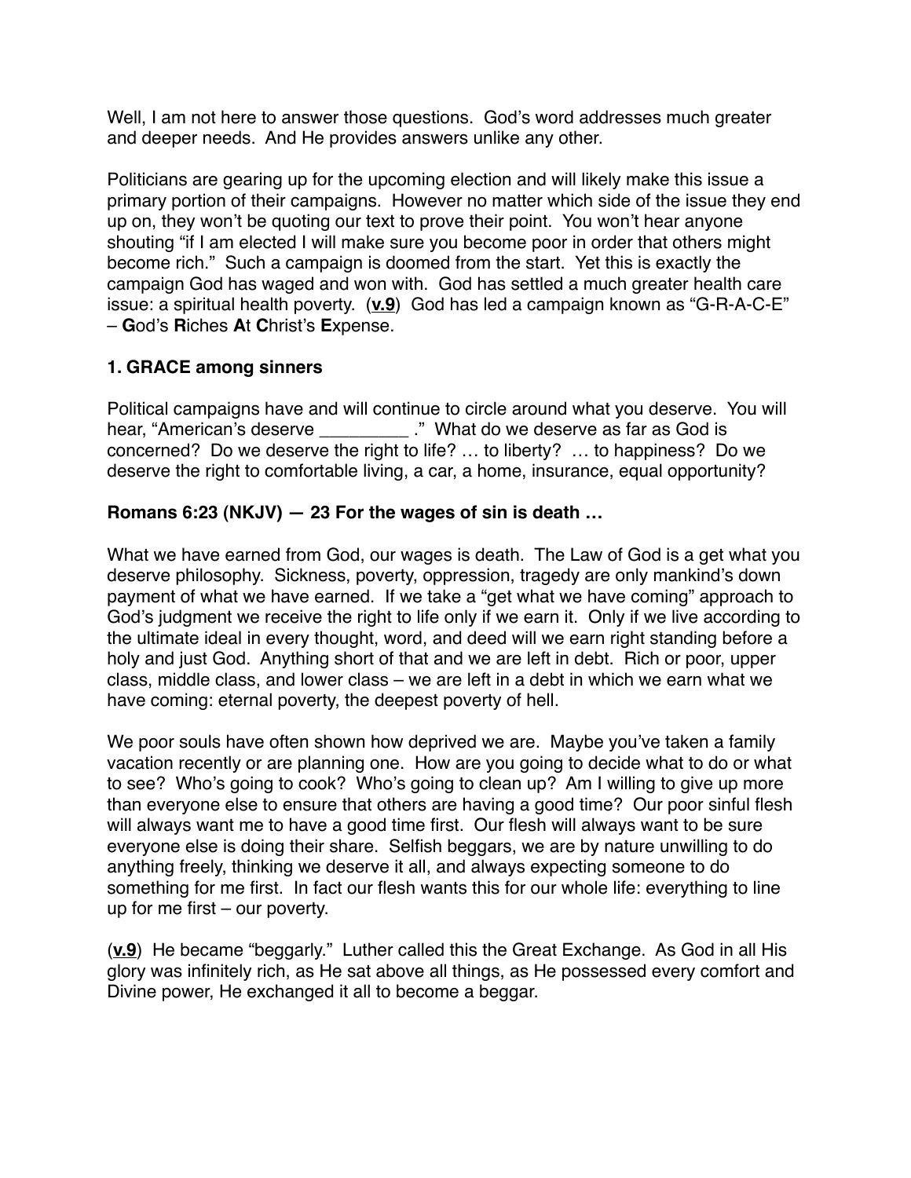Well, I am not here to answer those questions. God's word addresses much greater and deeper needs. And He provides answers unlike any other.

Politicians are gearing up for the upcoming election and will likely make this issue a primary portion of their campaigns. However no matter which side of the issue they end up on, they won't be quoting our text to prove their point. You won't hear anyone shouting "if I am elected I will make sure you become poor in order that others might become rich." Such a campaign is doomed from the start. Yet this is exactly the campaign God has waged and won with. God has settled a much greater health care issue: a spiritual health poverty. (**v.9**) God has led a campaign known as "G-R-A-C-E" – **G**od's **R**iches **A**t **C**hrist's **E**xpense.

### 1. GRACE among sinners

Political campaigns have and will continue to circle around what you deserve. You will hear, "American's deserve _________ ." What do we deserve as far as God is concerned? Do we deserve the right to life? … to liberty? … to happiness? Do we deserve the right to comfortable living, a car, a home, insurance, equal opportunity?

**Romans 6:23 (NKJV) — 23 For the wages of sin is death …**

What we have earned from God, our wages is death. The Law of God is a get what you deserve philosophy. Sickness, poverty, oppression, tragedy are only mankind's down payment of what we have earned. If we take a "get what we have coming" approach to God's judgment we receive the right to life only if we earn it. Only if we live according to the ultimate ideal in every thought, word, and deed will we earn right standing before a holy and just God. Anything short of that and we are left in debt. Rich or poor, upper class, middle class, and lower class – we are left in a debt in which we earn what we have coming: eternal poverty, the deepest poverty of hell.

We poor souls have often shown how deprived we are. Maybe you've taken a family vacation recently or are planning one. How are you going to decide what to do or what to see? Who's going to cook? Who's going to clean up? Am I willing to give up more than everyone else to ensure that others are having a good time? Our poor sinful flesh will always want me to have a good time first. Our flesh will always want to be sure everyone else is doing their share. Selfish beggars, we are by nature unwilling to do anything freely, thinking we deserve it all, and always expecting someone to do something for me first. In fact our flesh wants this for our whole life: everything to line up for me first – our poverty.

(**v.9**) He became "beggarly." Luther called this the Great Exchange. As God in all His glory was infinitely rich, as He sat above all things, as He possessed every comfort and Divine power, He exchanged it all to become a beggar.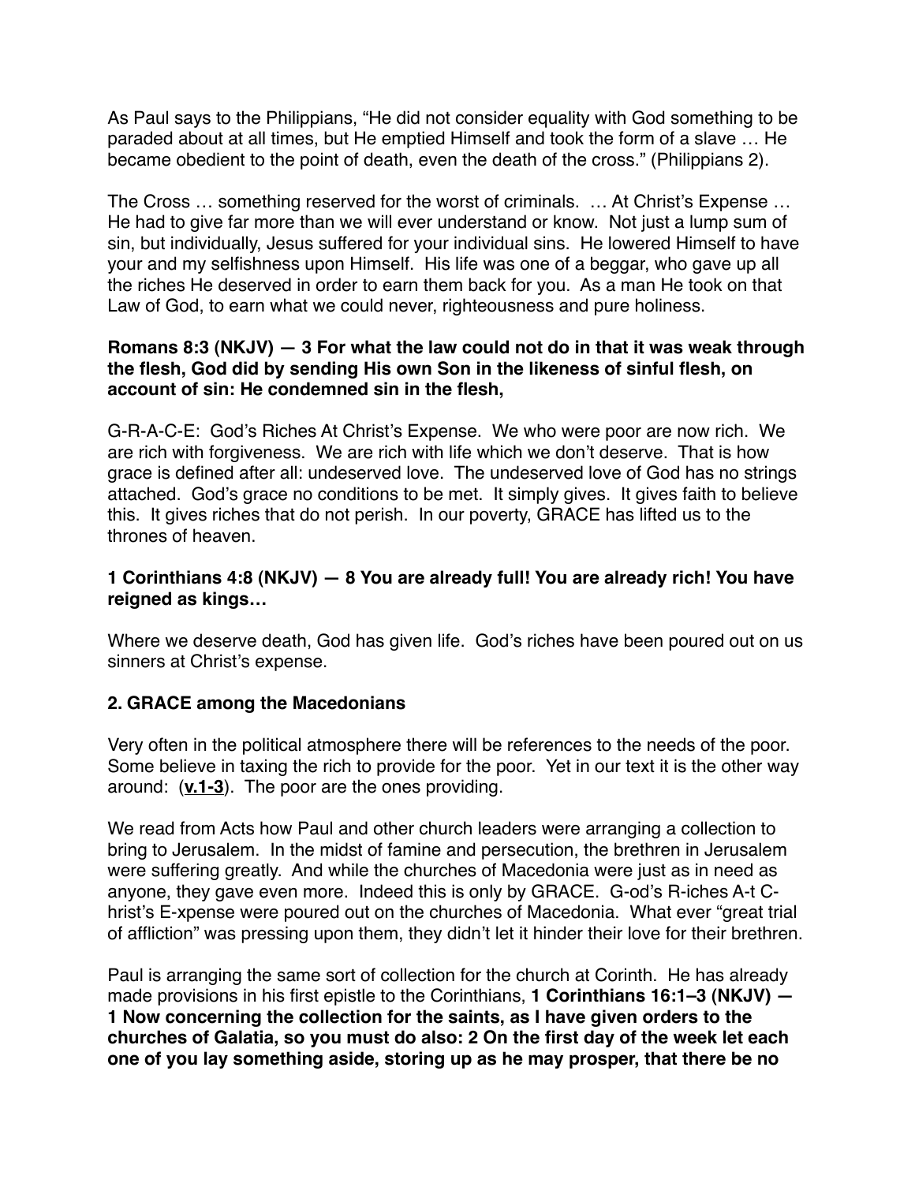As Paul says to the Philippians, “He did not consider equality with God something to be paraded about at all times, but He emptied Himself and took the form of a slave … He became obedient to the point of death, even the death of the cross.” (Philippians 2).

The Cross … something reserved for the worst of criminals. … At Christ’s Expense … He had to give far more than we will ever understand or know. Not just a lump sum of sin, but individually, Jesus suffered for your individual sins. He lowered Himself to have your and my selfishness upon Himself. His life was one of a beggar, who gave up all the riches He deserved in order to earn them back for you. As a man He took on that Law of God, to earn what we could never, righteousness and pure holiness.

**Romans 8:3 (NKJV) — 3 For what the law could not do in that it was weak through the flesh, God did by sending His own Son in the likeness of sinful flesh, on account of sin: He condemned sin in the flesh,**

G-R-A-C-E: God’s Riches At Christ’s Expense. We who were poor are now rich. We are rich with forgiveness. We are rich with life which we don’t deserve. That is how grace is defined after all: undeserved love. The undeserved love of God has no strings attached. God’s grace no conditions to be met. It simply gives. It gives faith to believe this. It gives riches that do not perish. In our poverty, GRACE has lifted us to the thrones of heaven.

**1 Corinthians 4:8 (NKJV) — 8 You are already full! You are already rich! You have reigned as kings…**

Where we deserve death, God has given life. God’s riches have been poured out on us sinners at Christ’s expense.

**2. GRACE among the Macedonians**

Very often in the political atmosphere there will be references to the needs of the poor. Some believe in taxing the rich to provide for the poor. Yet in our text it is the other way around: (**<u>v.1-3</u>**). The poor are the ones providing.

We read from Acts how Paul and other church leaders were arranging a collection to bring to Jerusalem. In the midst of famine and persecution, the brethren in Jerusalem were suffering greatly. And while the churches of Macedonia were just as in need as anyone, they gave even more. Indeed this is only by GRACE. G-od’s R-iches A-t C-hrist’s E-xpense were poured out on the churches of Macedonia. What ever “great trial of affliction” was pressing upon them, they didn’t let it hinder their love for their brethren.

Paul is arranging the same sort of collection for the church at Corinth. He has already made provisions in his first epistle to the Corinthians, **1 Corinthians 16:1–3 (NKJV) — 1 Now concerning the collection for the saints, as I have given orders to the churches of Galatia, so you must do also: 2 On the first day of the week let each one of you lay something aside, storing up as he may prosper, that there be no**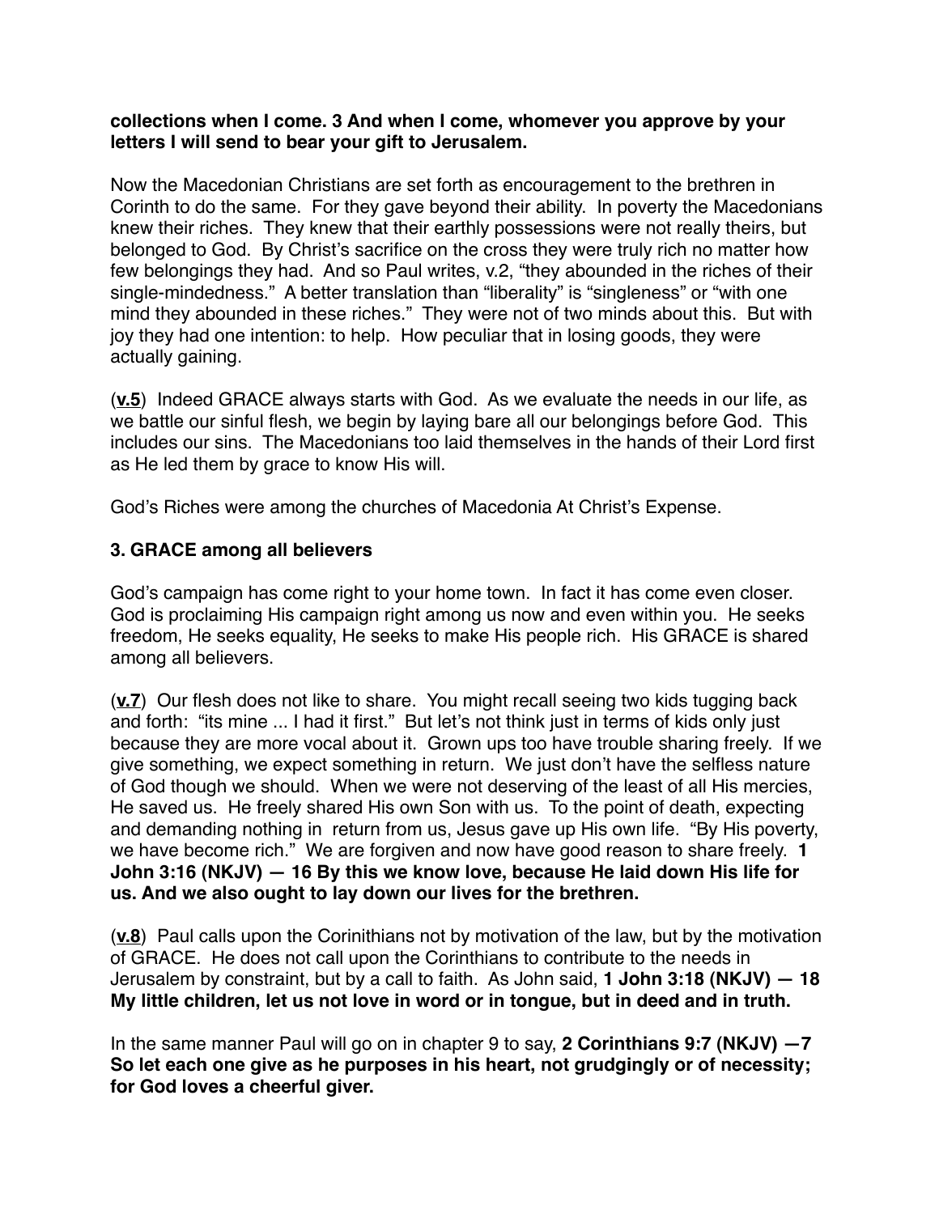**collections when I come. 3 And when I come, whomever you approve by your letters I will send to bear your gift to Jerusalem.**

Now the Macedonian Christians are set forth as encouragement to the brethren in Corinth to do the same. For they gave beyond their ability. In poverty the Macedonians knew their riches. They knew that their earthly possessions were not really theirs, but belonged to God. By Christ's sacrifice on the cross they were truly rich no matter how few belongings they had. And so Paul writes, v.2, "they abounded in the riches of their single-mindedness." A better translation than "liberality" is "singleness" or "with one mind they abounded in these riches." They were not of two minds about this. But with joy they had one intention: to help. How peculiar that in losing goods, they were actually gaining.

(**<u>v.5</u>**) Indeed GRACE always starts with God. As we evaluate the needs in our life, as we battle our sinful flesh, we begin by laying bare all our belongings before God. This includes our sins. The Macedonians too laid themselves in the hands of their Lord first as He led them by grace to know His will.

God's Riches were among the churches of Macedonia At Christ's Expense.

### 3. GRACE among all believers

God's campaign has come right to your home town. In fact it has come even closer. God is proclaiming His campaign right among us now and even within you. He seeks freedom, He seeks equality, He seeks to make His people rich. His GRACE is shared among all believers.

(**<u>v.7</u>**) Our flesh does not like to share. You might recall seeing two kids tugging back and forth: "its mine ... I had it first." But let's not think just in terms of kids only just because they are more vocal about it. Grown ups too have trouble sharing freely. If we give something, we expect something in return. We just don't have the selfless nature of God though we should. When we were not deserving of the least of all His mercies, He saved us. He freely shared His own Son with us. To the point of death, expecting and demanding nothing in return from us, Jesus gave up His own life. "By His poverty, we have become rich." We are forgiven and now have good reason to share freely. **1 John 3:16 (NKJV) — 16 By this we know love, because He laid down His life for us. And we also ought to lay down our lives for the brethren.**

(**<u>v.8</u>**) Paul calls upon the Corinithians not by motivation of the law, but by the motivation of GRACE. He does not call upon the Corinthians to contribute to the needs in Jerusalem by constraint, but by a call to faith. As John said, **1 John 3:18 (NKJV) — 18 My little children, let us not love in word or in tongue, but in deed and in truth.**

In the same manner Paul will go on in chapter 9 to say, **2 Corinthians 9:7 (NKJV) —7 So let each one give as he purposes in his heart, not grudgingly or of necessity; for God loves a cheerful giver.**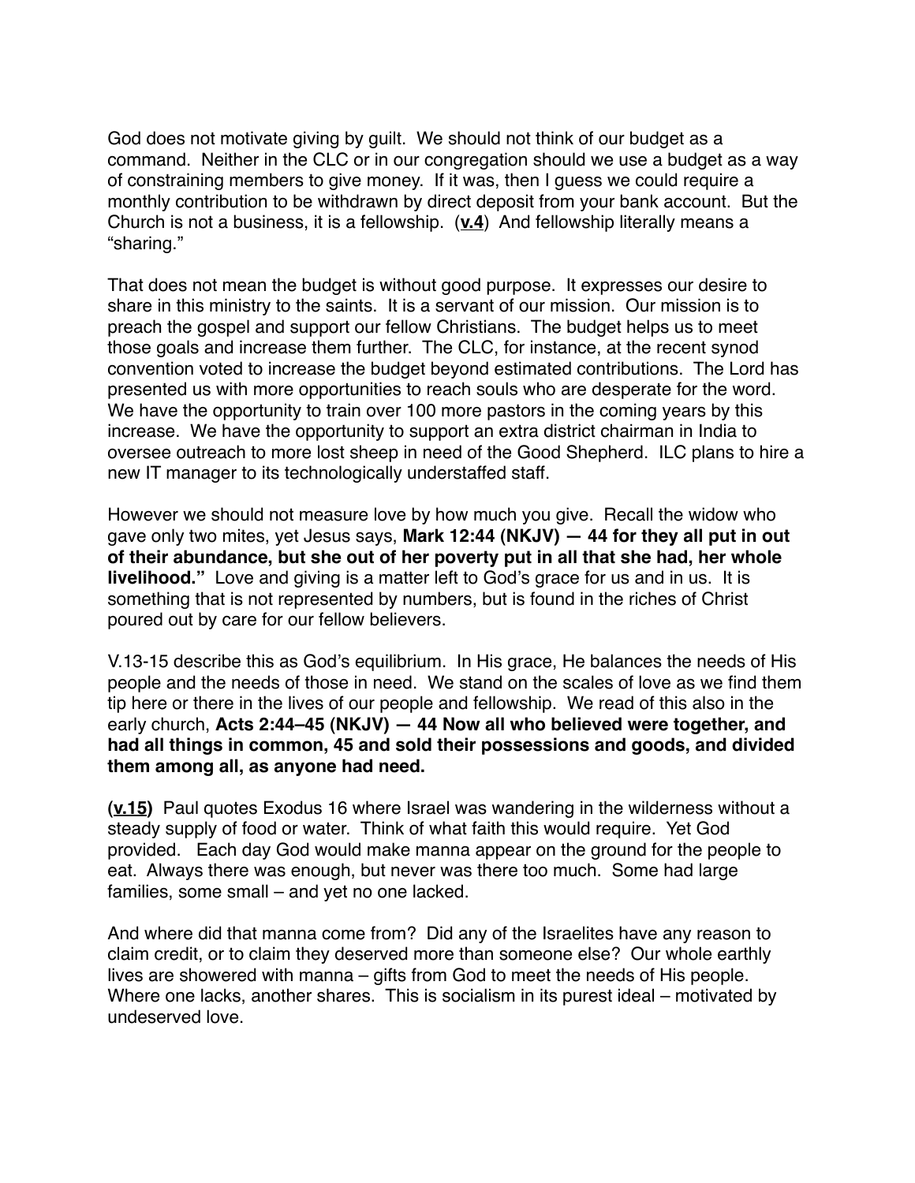God does not motivate giving by guilt. We should not think of our budget as a command. Neither in the CLC or in our congregation should we use a budget as a way of constraining members to give money. If it was, then I guess we could require a monthly contribution to be withdrawn by direct deposit from your bank account. But the Church is not a business, it is a fellowship. (**v.4**) And fellowship literally means a "sharing."

That does not mean the budget is without good purpose. It expresses our desire to share in this ministry to the saints. It is a servant of our mission. Our mission is to preach the gospel and support our fellow Christians. The budget helps us to meet those goals and increase them further. The CLC, for instance, at the recent synod convention voted to increase the budget beyond estimated contributions. The Lord has presented us with more opportunities to reach souls who are desperate for the word. We have the opportunity to train over 100 more pastors in the coming years by this increase. We have the opportunity to support an extra district chairman in India to oversee outreach to more lost sheep in need of the Good Shepherd. ILC plans to hire a new IT manager to its technologically understaffed staff.

However we should not measure love by how much you give. Recall the widow who gave only two mites, yet Jesus says, **Mark 12:44 (NKJV) — 44 for they all put in out of their abundance, but she out of her poverty put in all that she had, her whole livelihood."** Love and giving is a matter left to God's grace for us and in us. It is something that is not represented by numbers, but is found in the riches of Christ poured out by care for our fellow believers.

V.13-15 describe this as God's equilibrium. In His grace, He balances the needs of His people and the needs of those in need. We stand on the scales of love as we find them tip here or there in the lives of our people and fellowship. We read of this also in the early church, **Acts 2:44–45 (NKJV) — 44 Now all who believed were together, and had all things in common, 45 and sold their possessions and goods, and divided them among all, as anyone had need.**

**(v.15)** Paul quotes Exodus 16 where Israel was wandering in the wilderness without a steady supply of food or water. Think of what faith this would require. Yet God provided. Each day God would make manna appear on the ground for the people to eat. Always there was enough, but never was there too much. Some had large families, some small – and yet no one lacked.

And where did that manna come from? Did any of the Israelites have any reason to claim credit, or to claim they deserved more than someone else? Our whole earthly lives are showered with manna – gifts from God to meet the needs of His people. Where one lacks, another shares. This is socialism in its purest ideal – motivated by undeserved love.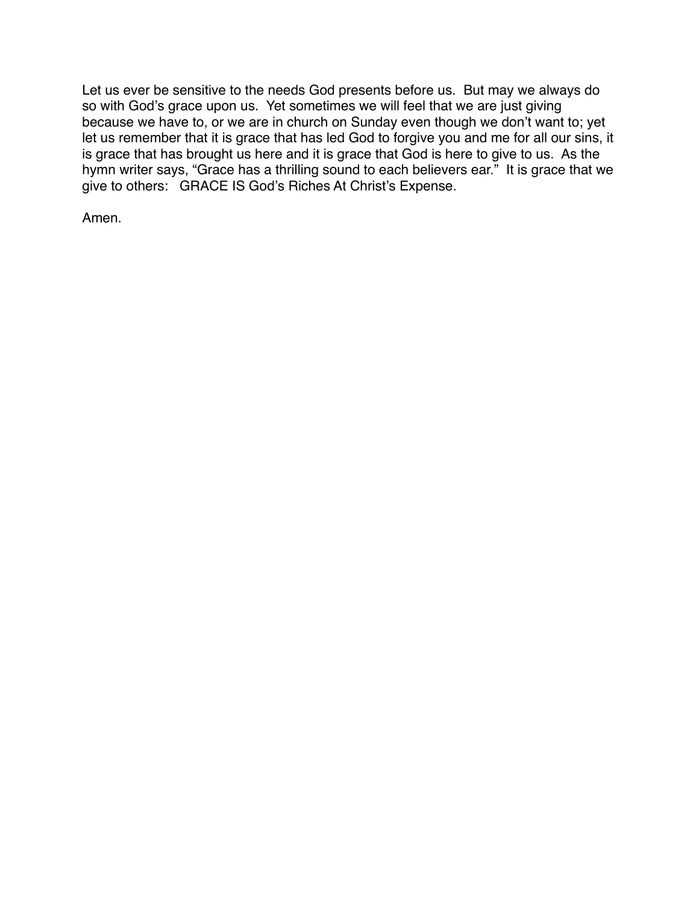Let us ever be sensitive to the needs God presents before us. But may we always do so with God's grace upon us. Yet sometimes we will feel that we are just giving because we have to, or we are in church on Sunday even though we don't want to; yet let us remember that it is grace that has led God to forgive you and me for all our sins, it is grace that has brought us here and it is grace that God is here to give to us. As the hymn writer says, "Grace has a thrilling sound to each believers ear." It is grace that we give to others: GRACE IS God's Riches At Christ's Expense.

Amen.